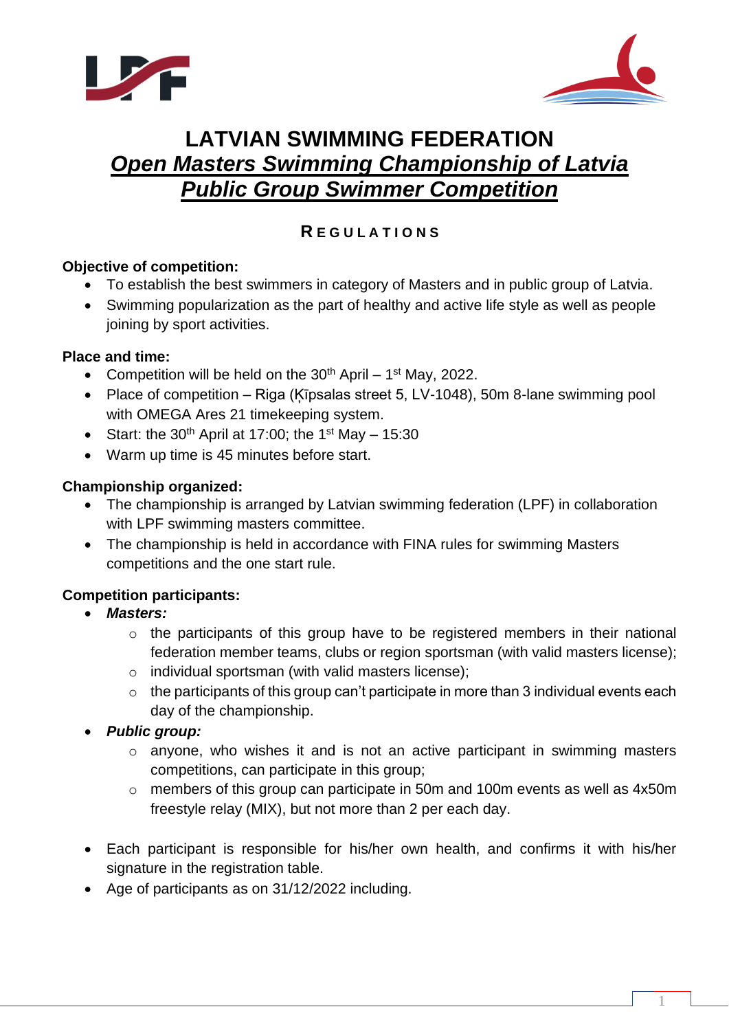# LATVIAN SWIMMING FEDERATION
## ***Open Masters Swimming Championship of Latvia***
## ***Public Group Swimmer Competition***

### REGULATIONS

**Objective of competition:**

- To establish the best swimmers in category of Masters and in public group of Latvia.
- Swimming popularization as the part of healthy and active life style as well as people joining by sport activities.

**Place and time:**

- Competition will be held on the 30th April – 1st May, 2022.
- Place of competition – Riga (Ķīpsalas street 5, LV-1048), 50m 8-lane swimming pool with OMEGA Ares 21 timekeeping system.
- Start: the 30th April at 17:00; the 1st May – 15:30
- Warm up time is 45 minutes before start.

**Championship organized:**

- The championship is arranged by Latvian swimming federation (LPF) in collaboration with LPF swimming masters committee.
- The championship is held in accordance with FINA rules for swimming Masters competitions and the one start rule.

**Competition participants:**

- ***Masters:***
  - the participants of this group have to be registered members in their national federation member teams, clubs or region sportsman (with valid masters license);
  - individual sportsman (with valid masters license);
  - the participants of this group can't participate in more than 3 individual events each day of the championship.
- ***Public group:***
  - anyone, who wishes it and is not an active participant in swimming masters competitions, can participate in this group;
  - members of this group can participate in 50m and 100m events as well as 4x50m freestyle relay (MIX), but not more than 2 per each day.

- Each participant is responsible for his/her own health, and confirms it with his/her signature in the registration table.
- Age of participants as on 31/12/2022 including.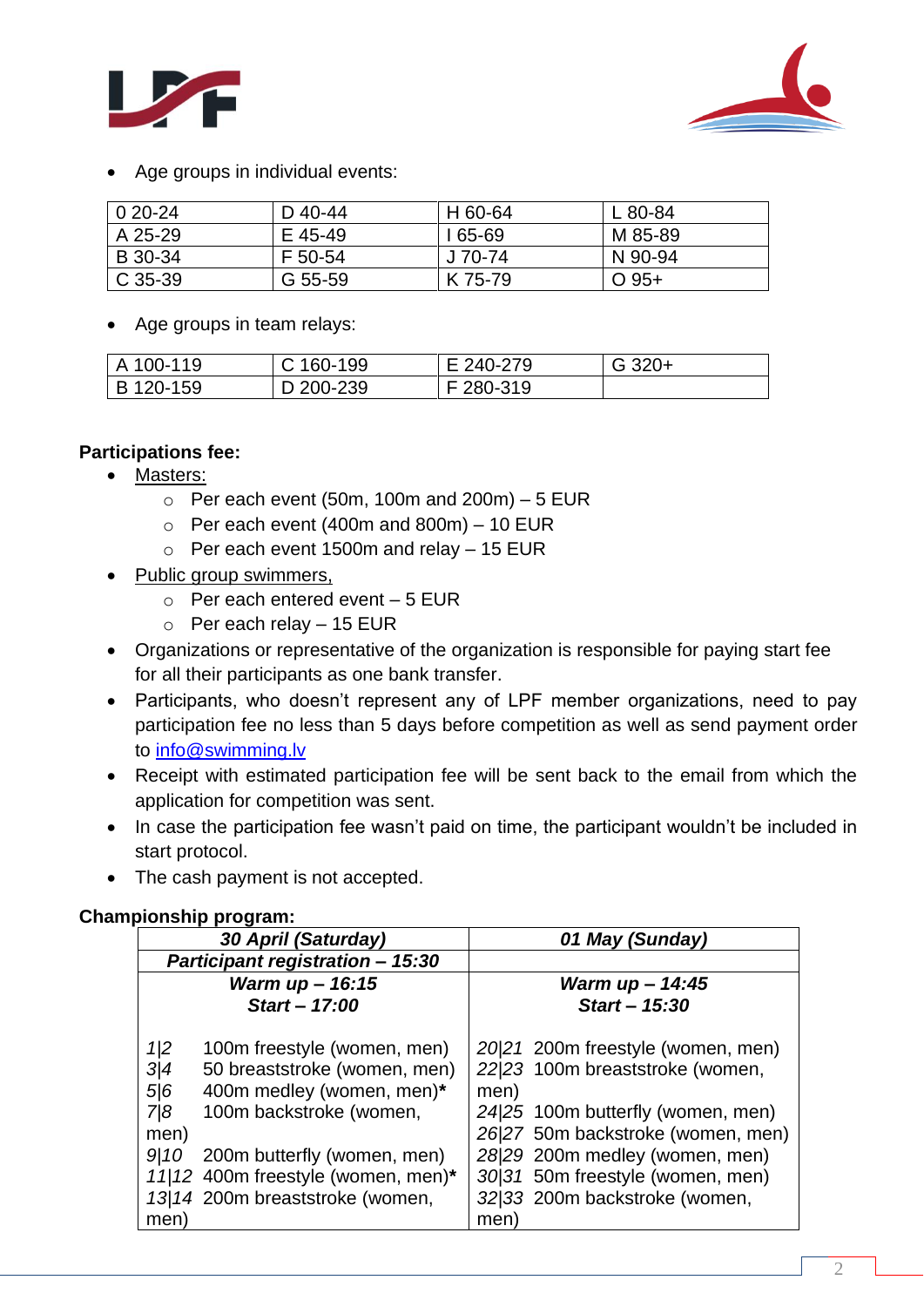- Age groups in individual events:

| 0 20-24 | D 40-44 | H 60-64 | L 80-84 |
|---|---|---|---|
| A 25-29 | E 45-49 | I 65-69 | M 85-89 |
| B 30-34 | F 50-54 | J 70-74 | N 90-94 |
| C 35-39 | G 55-59 | K 75-79 | O 95+ |

- Age groups in team relays:

| A 100-119 | C 160-199 | E 240-279 | G 320+ |
|---|---|---|---|
| B 120-159 | D 200-239 | F 280-319 | |

**Participations fee:**

- Masters:
  - Per each event (50m, 100m and 200m) – 5 EUR
  - Per each event (400m and 800m) – 10 EUR
  - Per each event 1500m and relay – 15 EUR
- Public group swimmers,
  - Per each entered event – 5 EUR
  - Per each relay – 15 EUR
- Organizations or representative of the organization is responsible for paying start fee for all their participants as one bank transfer.
- Participants, who doesn't represent any of LPF member organizations, need to pay participation fee no less than 5 days before competition as well as send payment order to info@swimming.lv
- Receipt with estimated participation fee will be sent back to the email from which the application for competition was sent.
- In case the participation fee wasn't paid on time, the participant wouldn't be included in start protocol.
- The cash payment is not accepted.

**Championship program:**

| ***30 April (Saturday)*** | ***01 May (Sunday)*** |
|---|---|
| ***Participant registration – 15:30*** | |
| ***Warm up – 16:15***<br>***Start – 17:00*** | ***Warm up – 14:45***<br>***Start – 15:30*** |
| *1\|2* 100m freestyle (women, men)<br>*3\|4* 50 breaststroke (women, men)<br>*5\|6* 400m medley (women, men)**\***<br>*7\|8* 100m backstroke (women, men)<br>*9\|10* 200m butterfly (women, men)<br>*11\|12* 400m freestyle (women, men)**\***<br>*13\|14* 200m breaststroke (women, men) | *20\|21* 200m freestyle (women, men)<br>*22\|23* 100m breaststroke (women, men)<br>*24\|25* 100m butterfly (women, men)<br>*26\|27* 50m backstroke (women, men)<br>*28\|29* 200m medley (women, men)<br>*30\|31* 50m freestyle (women, men)<br>*32\|33* 200m backstroke (women, men) |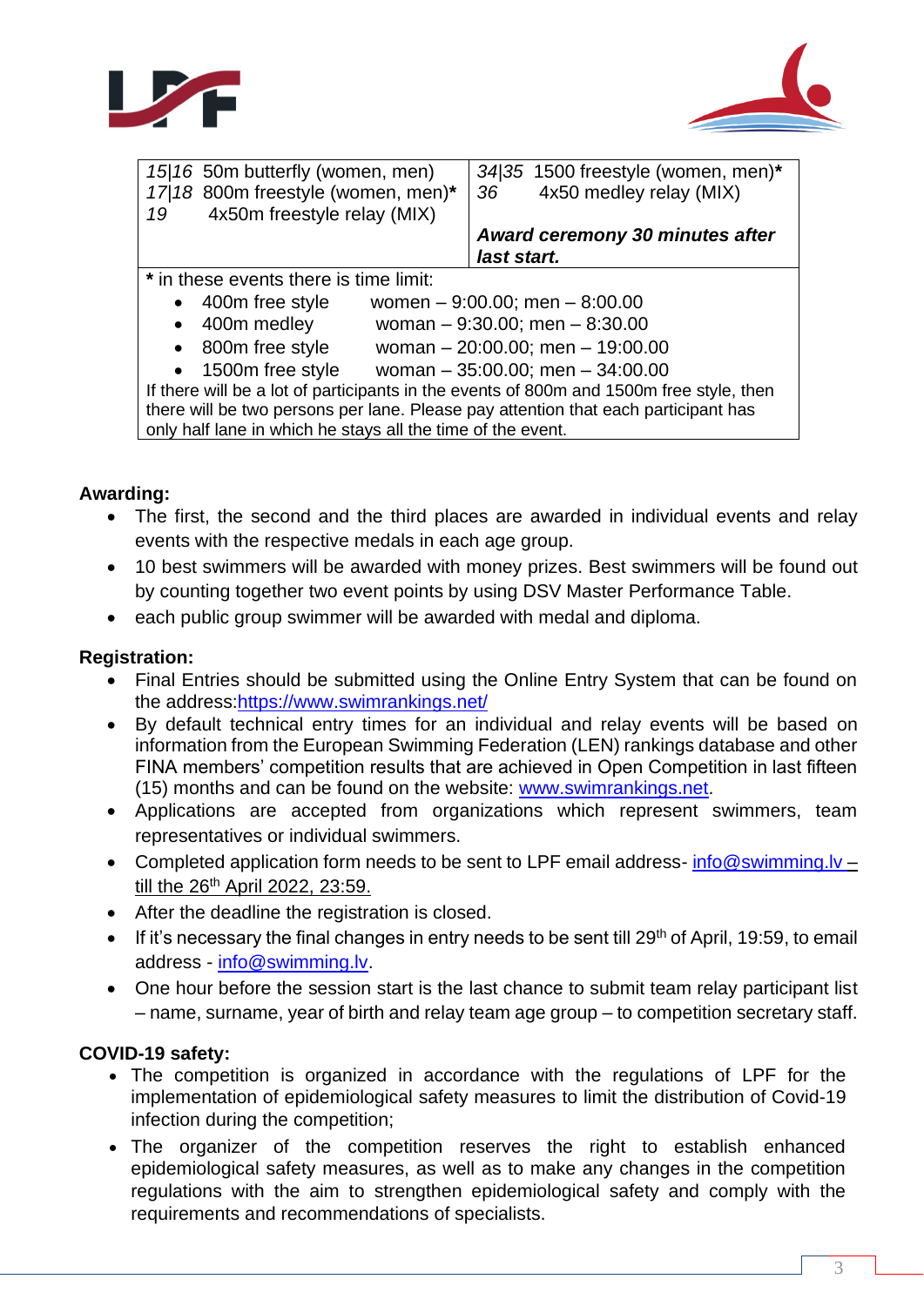| | |
|---|---|
| *15\|16* 50m butterfly (women, men)<br>*17\|18* 800m freestyle (women, men)*<br>*19* 4x50m freestyle relay (MIX) | *34\|35* 1500 freestyle (women, men)*<br>*36* 4x50 medley relay (MIX)<br><br>***Award ceremony 30 minutes after last start.*** |

**\*** in these events there is time limit:

- 400m free style   women – 9:00.00; men – 8:00.00
- 400m medley   woman – 9:30.00; men – 8:30.00
- 800m free style   woman – 20:00.00; men – 19:00.00
- 1500m free style   woman – 35:00.00; men – 34:00.00

If there will be a lot of participants in the events of 800m and 1500m free style, then there will be two persons per lane. Please pay attention that each participant has only half lane in which he stays all the time of the event.

**Awarding:**

- The first, the second and the third places are awarded in individual events and relay events with the respective medals in each age group.
- 10 best swimmers will be awarded with money prizes. Best swimmers will be found out by counting together two event points by using DSV Master Performance Table.
- each public group swimmer will be awarded with medal and diploma.

**Registration:**

- Final Entries should be submitted using the Online Entry System that can be found on the address:https://www.swimrankings.net/
- By default technical entry times for an individual and relay events will be based on information from the European Swimming Federation (LEN) rankings database and other FINA members' competition results that are achieved in Open Competition in last fifteen (15) months and can be found on the website: www.swimrankings.net.
- Applications are accepted from organizations which represent swimmers, team representatives or individual swimmers.
- Completed application form needs to be sent to LPF email address- info@swimming.lv – till the 26th April 2022, 23:59.
- After the deadline the registration is closed.
- If it's necessary the final changes in entry needs to be sent till 29th of April, 19:59, to email address - info@swimming.lv.
- One hour before the session start is the last chance to submit team relay participant list – name, surname, year of birth and relay team age group – to competition secretary staff.

**COVID-19 safety:**

- The competition is organized in accordance with the regulations of LPF for the implementation of epidemiological safety measures to limit the distribution of Covid-19 infection during the competition;
- The organizer of the competition reserves the right to establish enhanced epidemiological safety measures, as well as to make any changes in the competition regulations with the aim to strengthen epidemiological safety and comply with the requirements and recommendations of specialists.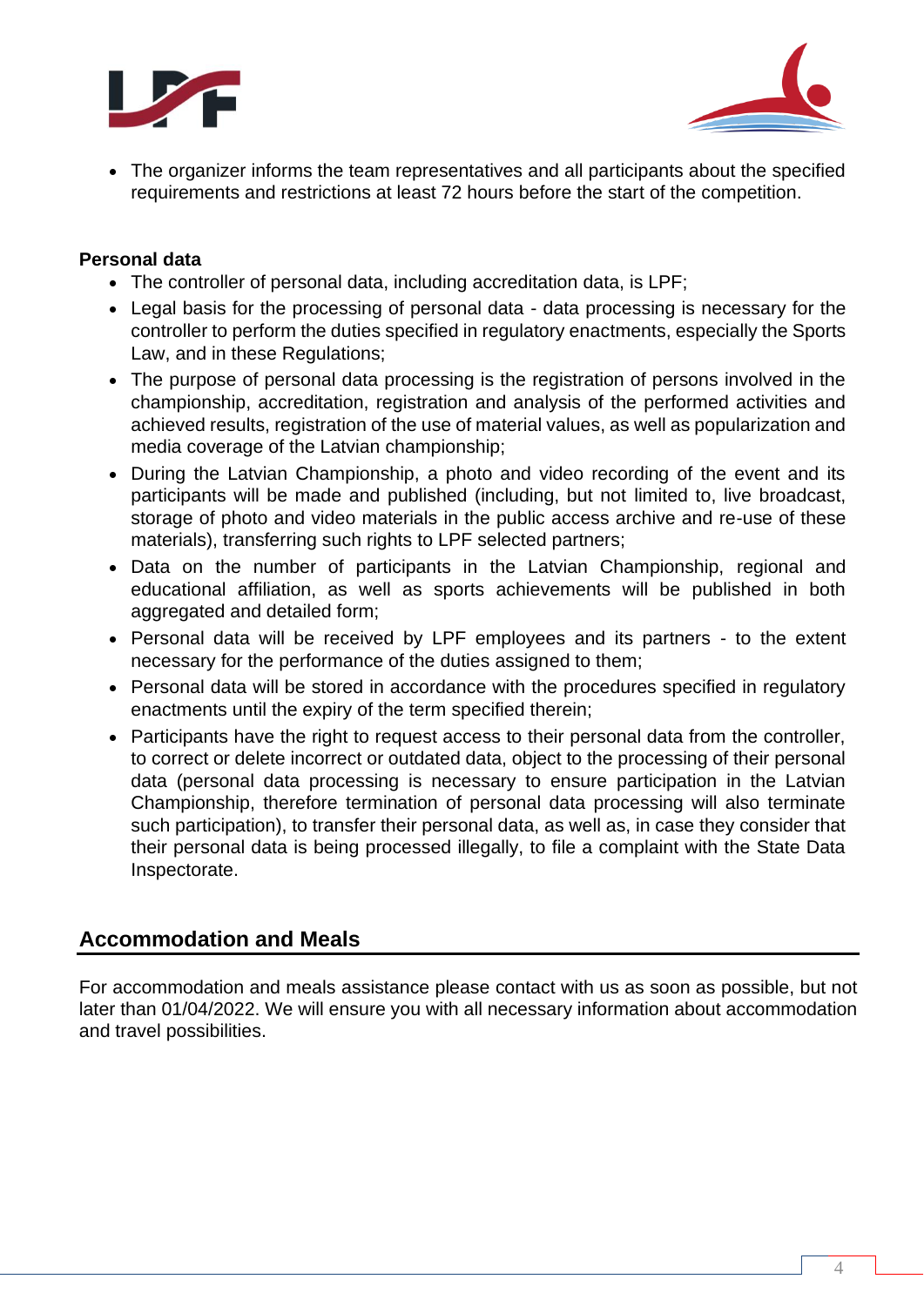- The organizer informs the team representatives and all participants about the specified requirements and restrictions at least 72 hours before the start of the competition.

**Personal data**

- The controller of personal data, including accreditation data, is LPF;
- Legal basis for the processing of personal data - data processing is necessary for the controller to perform the duties specified in regulatory enactments, especially the Sports Law, and in these Regulations;
- The purpose of personal data processing is the registration of persons involved in the championship, accreditation, registration and analysis of the performed activities and achieved results, registration of the use of material values, as well as popularization and media coverage of the Latvian championship;
- During the Latvian Championship, a photo and video recording of the event and its participants will be made and published (including, but not limited to, live broadcast, storage of photo and video materials in the public access archive and re-use of these materials), transferring such rights to LPF selected partners;
- Data on the number of participants in the Latvian Championship, regional and educational affiliation, as well as sports achievements will be published in both aggregated and detailed form;
- Personal data will be received by LPF employees and its partners - to the extent necessary for the performance of the duties assigned to them;
- Personal data will be stored in accordance with the procedures specified in regulatory enactments until the expiry of the term specified therein;
- Participants have the right to request access to their personal data from the controller, to correct or delete incorrect or outdated data, object to the processing of their personal data (personal data processing is necessary to ensure participation in the Latvian Championship, therefore termination of personal data processing will also terminate such participation), to transfer their personal data, as well as, in case they consider that their personal data is being processed illegally, to file a complaint with the State Data Inspectorate.

## Accommodation and Meals

For accommodation and meals assistance please contact with us as soon as possible, but not later than 01/04/2022. We will ensure you with all necessary information about accommodation and travel possibilities.